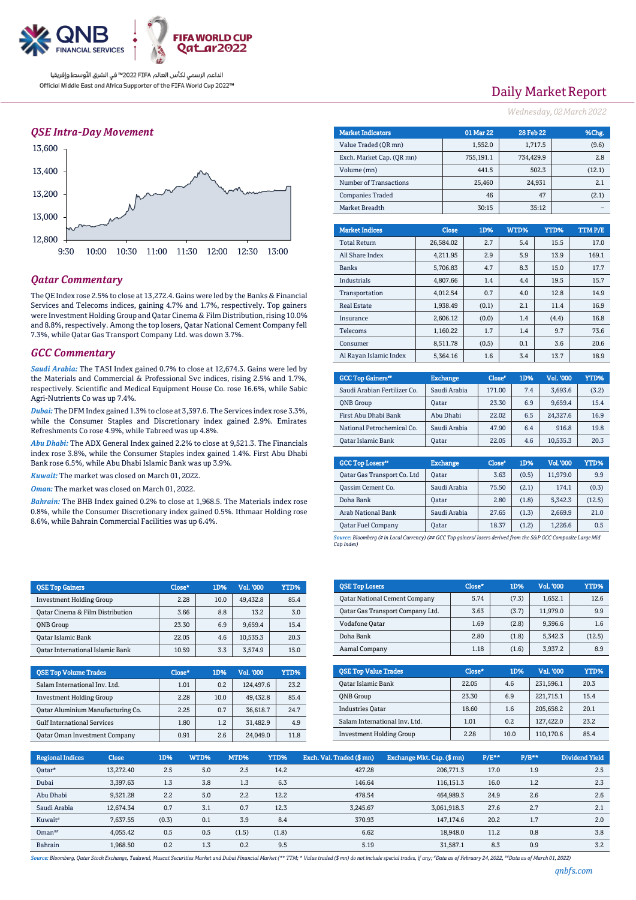الداعم الرسمي لكأس العالم FIFA 2022™ في الشرق الأوسط وإفريقيا
Official Middle East and Africa Supporter of the FIFA World Cup 2022™

# Daily Market Report

*Wednesday, 02 March 2022*

## *QSE Intra-Day Movement*

## *Qatar Commentary*

The QE Index rose 2.5% to close at 13,272.4. Gains were led by the Banks & Financial Services and Telecoms indices, gaining 4.7% and 1.7%, respectively. Top gainers were Investment Holding Group and Qatar Cinema & Film Distribution, rising 10.0% and 8.8%, respectively. Among the top losers, Qatar National Cement Company fell 7.3%, while Qatar Gas Transport Company Ltd. was down 3.7%.

## *GCC Commentary*

***Saudi Arabia:*** The TASI Index gained 0.7% to close at 12,674.3. Gains were led by the Materials and Commercial & Professional Svc indices, rising 2.5% and 1.7%, respectively. Scientific and Medical Equipment House Co. rose 16.6%, while Sabic Agri-Nutrients Co was up 7.4%.

***Dubai:*** The DFM Index gained 1.3% to close at 3,397.6. The Services index rose 3.3%, while the Consumer Staples and Discretionary index gained 2.9%. Emirates Refreshments Co rose 4.9%, while Tabreed was up 4.8%.

***Abu Dhabi:*** The ADX General Index gained 2.2% to close at 9,521.3. The Financials index rose 3.8%, while the Consumer Staples index gained 1.4%. First Abu Dhabi Bank rose 6.5%, while Abu Dhabi Islamic Bank was up 3.9%.

***Kuwait:*** The market was closed on March 01, 2022.

***Oman:*** The market was closed on March 01, 2022.

***Bahrain:*** The BHB Index gained 0.2% to close at 1,968.5. The Materials index rose 0.8%, while the Consumer Discretionary index gained 0.5%. Ithmaar Holding rose 8.6%, while Bahrain Commercial Facilities was up 6.4%.

| Market Indicators | 01 Mar 22 | 28 Feb 22 | %Chg. |
|---|---|---|---|
| Value Traded (QR mn) | 1,552.0 | 1,717.5 | (9.6) |
| Exch. Market Cap. (QR mn) | 755,191.1 | 734,429.9 | 2.8 |
| Volume (mn) | 441.5 | 502.3 | (12.1) |
| Number of Transactions | 25,460 | 24,931 | 2.1 |
| Companies Traded | 46 | 47 | (2.1) |
| Market Breadth | 30:15 | 35:12 | – |

| Market Indices | Close | 1D% | WTD% | YTD% | TTM P/E |
|---|---|---|---|---|---|
| Total Return | 26,584.02 | 2.7 | 5.4 | 15.5 | 17.0 |
| All Share Index | 4,211.95 | 2.9 | 5.9 | 13.9 | 169.1 |
| Banks | 5,706.83 | 4.7 | 8.3 | 15.0 | 17.7 |
| Industrials | 4,807.66 | 1.4 | 4.4 | 19.5 | 15.7 |
| Transportation | 4,012.54 | 0.7 | 4.0 | 12.8 | 14.9 |
| Real Estate | 1,938.49 | (0.1) | 2.1 | 11.4 | 16.9 |
| Insurance | 2,606.12 | (0.0) | 1.4 | (4.4) | 16.8 |
| Telecoms | 1,160.22 | 1.7 | 1.4 | 9.7 | 73.6 |
| Consumer | 8,511.78 | (0.5) | 0.1 | 3.6 | 20.6 |
| Al Rayan Islamic Index | 5,364.16 | 1.6 | 3.4 | 13.7 | 18.9 |

| GCC Top Gainers## | Exchange | Close# | 1D% | Vol. '000 | YTD% |
|---|---|---|---|---|---|
| Saudi Arabian Fertilizer Co. | Saudi Arabia | 171.00 | 7.4 | 3,693.6 | (3.2) |
| QNB Group | Qatar | 23.30 | 6.9 | 9,659.4 | 15.4 |
| First Abu Dhabi Bank | Abu Dhabi | 22.02 | 6.5 | 24,327.6 | 16.9 |
| National Petrochemical Co. | Saudi Arabia | 47.90 | 6.4 | 916.8 | 19.8 |
| Qatar Islamic Bank | Qatar | 22.05 | 4.6 | 10,535.3 | 20.3 |

| GCC Top Losers## | Exchange | Close# | 1D% | Vol. '000 | YTD% |
|---|---|---|---|---|---|
| Qatar Gas Transport Co. Ltd | Qatar | 3.63 | (0.5) | 11,979.0 | 9.9 |
| Qassim Cement Co. | Saudi Arabia | 75.50 | (2.1) | 174.1 | (0.3) |
| Doha Bank | Qatar | 2.80 | (1.8) | 5,342.3 | (12.5) |
| Arab National Bank | Saudi Arabia | 27.65 | (1.3) | 2,669.9 | 21.0 |
| Qatar Fuel Company | Qatar | 18.37 | (1.2) | 1,226.6 | 0.5 |

*Source: Bloomberg (# in Local Currency) (## GCC Top gainers/ losers derived from the S&P GCC Composite Large Mid Cap Index)*

| QSE Top Gainers | Close* | 1D% | Vol. '000 | YTD% |
|---|---|---|---|---|
| Investment Holding Group | 2.28 | 10.0 | 49,432.8 | 85.4 |
| Qatar Cinema & Film Distribution | 3.66 | 8.8 | 13.2 | 3.0 |
| QNB Group | 23.30 | 6.9 | 9,659.4 | 15.4 |
| Qatar Islamic Bank | 22.05 | 4.6 | 10,535.3 | 20.3 |
| Qatar International Islamic Bank | 10.59 | 3.3 | 3,574.9 | 15.0 |

| QSE Top Volume Trades | Close* | 1D% | Vol. '000 | YTD% |
|---|---|---|---|---|
| Salam International Inv. Ltd. | 1.01 | 0.2 | 124,497.6 | 23.2 |
| Investment Holding Group | 2.28 | 10.0 | 49,432.8 | 85.4 |
| Qatar Aluminium Manufacturing Co. | 2.25 | 0.7 | 36,618.7 | 24.7 |
| Gulf International Services | 1.80 | 1.2 | 31,482.9 | 4.9 |
| Qatar Oman Investment Company | 0.91 | 2.6 | 24,049.0 | 11.8 |

| QSE Top Losers | Close* | 1D% | Vol. '000 | YTD% |
|---|---|---|---|---|
| Qatar National Cement Company | 5.74 | (7.3) | 1,652.1 | 12.6 |
| Qatar Gas Transport Company Ltd. | 3.63 | (3.7) | 11,979.0 | 9.9 |
| Vodafone Qatar | 1.69 | (2.8) | 9,396.6 | 1.6 |
| Doha Bank | 2.80 | (1.8) | 5,342.3 | (12.5) |
| Aamal Company | 1.18 | (1.6) | 3,937.2 | 8.9 |

| QSE Top Value Trades | Close* | 1D% | Val. '000 | YTD% |
|---|---|---|---|---|
| Qatar Islamic Bank | 22.05 | 4.6 | 231,596.1 | 20.3 |
| QNB Group | 23.30 | 6.9 | 221,715.1 | 15.4 |
| Industries Qatar | 18.60 | 1.6 | 205,658.2 | 20.1 |
| Salam International Inv. Ltd. | 1.01 | 0.2 | 127,422.0 | 23.2 |
| Investment Holding Group | 2.28 | 10.0 | 110,170.6 | 85.4 |

| Regional Indices | Close | 1D% | WTD% | MTD% | YTD% | Exch. Val. Traded ($ mn) | Exchange Mkt. Cap. ($ mn) | P/E** | P/B** | Dividend Yield |
|---|---|---|---|---|---|---|---|---|---|---|
| Qatar* | 13,272.40 | 2.5 | 5.0 | 2.5 | 14.2 | 427.28 | 206,771.3 | 17.0 | 1.9 | 2.5 |
| Dubai | 3,397.63 | 1.3 | 3.8 | 1.3 | 6.3 | 146.64 | 116,151.3 | 16.0 | 1.2 | 2.3 |
| Abu Dhabi | 9,521.28 | 2.2 | 5.0 | 2.2 | 12.2 | 478.54 | 464,989.3 | 24.9 | 2.6 | 2.6 |
| Saudi Arabia | 12,674.34 | 0.7 | 3.1 | 0.7 | 12.3 | 3,245.67 | 3,061,918.3 | 27.6 | 2.7 | 2.1 |
| Kuwait# | 7,637.55 | (0.3) | 0.1 | 3.9 | 8.4 | 370.93 | 147,174.6 | 20.2 | 1.7 | 2.0 |
| Oman## | 4,055.42 | 0.5 | 0.5 | (1.5) | (1.8) | 6.62 | 18,948.0 | 11.2 | 0.8 | 3.8 |
| Bahrain | 1,968.50 | 0.2 | 1.3 | 0.2 | 9.5 | 5.19 | 31,587.1 | 8.3 | 0.9 | 3.2 |

*Source: Bloomberg, Qatar Stock Exchange, Tadawul, Muscat Securities Market and Dubai Financial Market (** TTM; * Value traded ($ mn) do not include special trades, if any; #Data as of February 24, 2022, ##Data as of March 01, 2022)*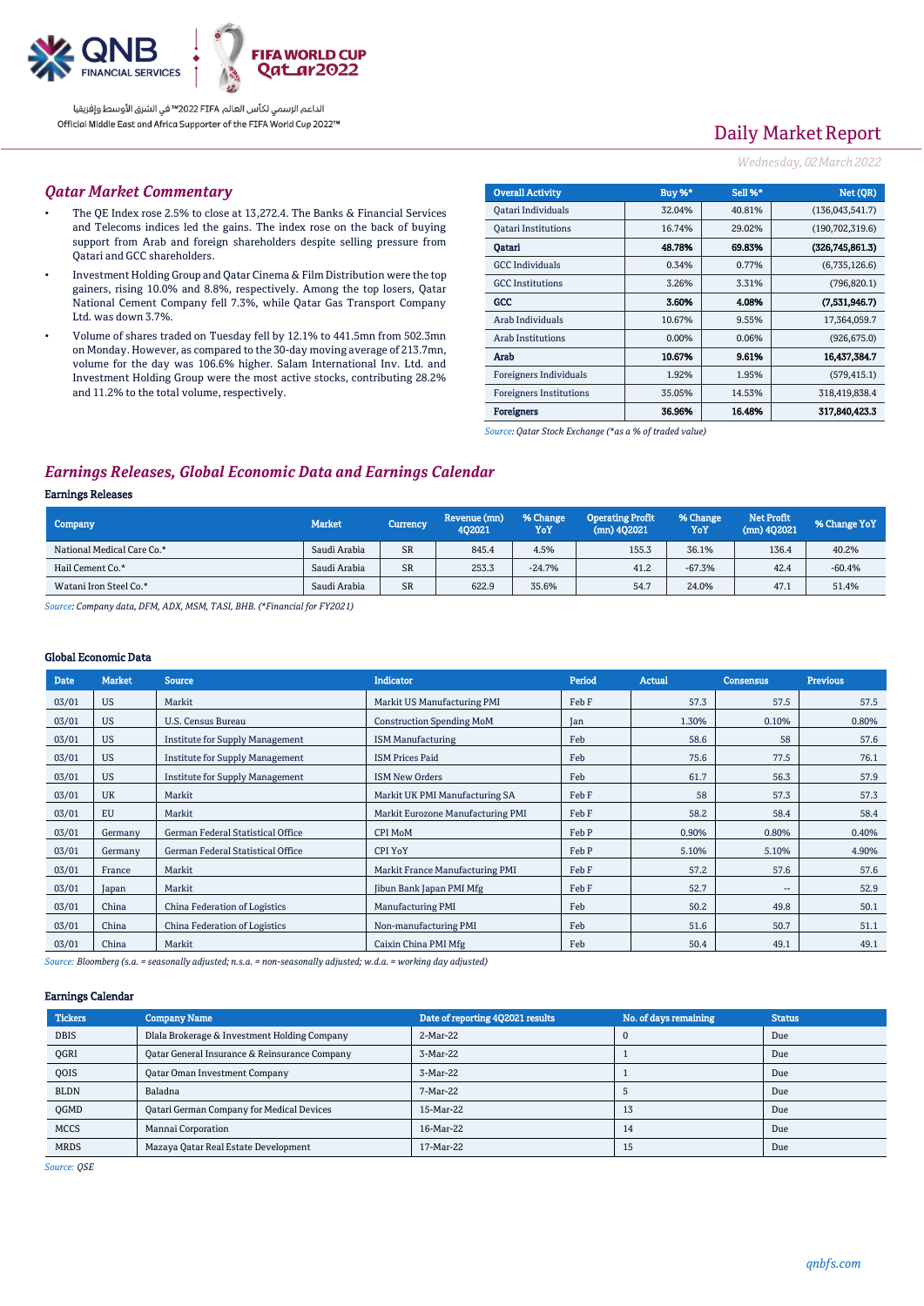Daily Market Report

*Wednesday, 02 March 2022*

## Qatar Market Commentary

- The QE Index rose 2.5% to close at 13,272.4. The Banks & Financial Services and Telecoms indices led the gains. The index rose on the back of buying support from Arab and foreign shareholders despite selling pressure from Qatari and GCC shareholders.
- Investment Holding Group and Qatar Cinema & Film Distribution were the top gainers, rising 10.0% and 8.8%, respectively. Among the top losers, Qatar National Cement Company fell 7.3%, while Qatar Gas Transport Company Ltd. was down 3.7%.
- Volume of shares traded on Tuesday fell by 12.1% to 441.5mn from 502.3mn on Monday. However, as compared to the 30-day moving average of 213.7mn, volume for the day was 106.6% higher. Salam International Inv. Ltd. and Investment Holding Group were the most active stocks, contributing 28.2% and 11.2% to the total volume, respectively.

| Overall Activity | Buy %* | Sell %* | Net (QR) |
|---|---|---|---|
| Qatari Individuals | 32.04% | 40.81% | (136,043,541.7) |
| Qatari Institutions | 16.74% | 29.02% | (190,702,319.6) |
| **Qatari** | **48.78%** | **69.83%** | **(326,745,861.3)** |
| GCC Individuals | 0.34% | 0.77% | (6,735,126.6) |
| GCC Institutions | 3.26% | 3.31% | (796,820.1) |
| **GCC** | **3.60%** | **4.08%** | **(7,531,946.7)** |
| Arab Individuals | 10.67% | 9.55% | 17,364,059.7 |
| Arab Institutions | 0.00% | 0.06% | (926,675.0) |
| **Arab** | **10.67%** | **9.61%** | **16,437,384.7** |
| Foreigners Individuals | 1.92% | 1.95% | (579,415.1) |
| Foreigners Institutions | 35.05% | 14.53% | 318,419,838.4 |
| **Foreigners** | **36.96%** | **16.48%** | **317,840,423.3** |

Source: Qatar Stock Exchange (*as a % of traded value)

## Earnings Releases, Global Economic Data and Earnings Calendar

### Earnings Releases

| Company | Market | Currency | Revenue (mn) 4Q2021 | % Change YoY | Operating Profit (mn) 4Q2021 | % Change YoY | Net Profit (mn) 4Q2021 | % Change YoY |
|---|---|---|---|---|---|---|---|---|
| National Medical Care Co.* | Saudi Arabia | SR | 845.4 | 4.5% | 155.3 | 36.1% | 136.4 | 40.2% |
| Hail Cement Co.* | Saudi Arabia | SR | 253.3 | -24.7% | 41.2 | -67.3% | 42.4 | -60.4% |
| Watani Iron Steel Co.* | Saudi Arabia | SR | 622.9 | 35.6% | 54.7 | 24.0% | 47.1 | 51.4% |

Source: Company data, DFM, ADX, MSM, TASI, BHB. (*Financial for FY2021)

### Global Economic Data

| Date | Market | Source | Indicator | Period | Actual | Consensus | Previous |
|---|---|---|---|---|---|---|---|
| 03/01 | US | Markit | Markit US Manufacturing PMI | Feb F | 57.3 | 57.5 | 57.5 |
| 03/01 | US | U.S. Census Bureau | Construction Spending MoM | Jan | 1.30% | 0.10% | 0.80% |
| 03/01 | US | Institute for Supply Management | ISM Manufacturing | Feb | 58.6 | 58 | 57.6 |
| 03/01 | US | Institute for Supply Management | ISM Prices Paid | Feb | 75.6 | 77.5 | 76.1 |
| 03/01 | US | Institute for Supply Management | ISM New Orders | Feb | 61.7 | 56.3 | 57.9 |
| 03/01 | UK | Markit | Markit UK PMI Manufacturing SA | Feb F | 58 | 57.3 | 57.3 |
| 03/01 | EU | Markit | Markit Eurozone Manufacturing PMI | Feb F | 58.2 | 58.4 | 58.4 |
| 03/01 | Germany | German Federal Statistical Office | CPI MoM | Feb P | 0.90% | 0.80% | 0.40% |
| 03/01 | Germany | German Federal Statistical Office | CPI YoY | Feb P | 5.10% | 5.10% | 4.90% |
| 03/01 | France | Markit | Markit France Manufacturing PMI | Feb F | 57.2 | 57.6 | 57.6 |
| 03/01 | Japan | Markit | Jibun Bank Japan PMI Mfg | Feb F | 52.7 | -- | 52.9 |
| 03/01 | China | China Federation of Logistics | Manufacturing PMI | Feb | 50.2 | 49.8 | 50.1 |
| 03/01 | China | China Federation of Logistics | Non-manufacturing PMI | Feb | 51.6 | 50.7 | 51.1 |
| 03/01 | China | Markit | Caixin China PMI Mfg | Feb | 50.4 | 49.1 | 49.1 |

Source: Bloomberg (s.a. = seasonally adjusted; n.s.a. = non-seasonally adjusted; w.d.a. = working day adjusted)

### Earnings Calendar

| Tickers | Company Name | Date of reporting 4Q2021 results | No. of days remaining | Status |
|---|---|---|---|---|
| DBIS | Dlala Brokerage & Investment Holding Company | 2-Mar-22 | 0 | Due |
| QGRI | Qatar General Insurance & Reinsurance Company | 3-Mar-22 | 1 | Due |
| QOIS | Qatar Oman Investment Company | 3-Mar-22 | 1 | Due |
| BLDN | Baladna | 7-Mar-22 | 5 | Due |
| QGMD | Qatari German Company for Medical Devices | 15-Mar-22 | 13 | Due |
| MCCS | Mannai Corporation | 16-Mar-22 | 14 | Due |
| MRDS | Mazaya Qatar Real Estate Development | 17-Mar-22 | 15 | Due |

Source: QSE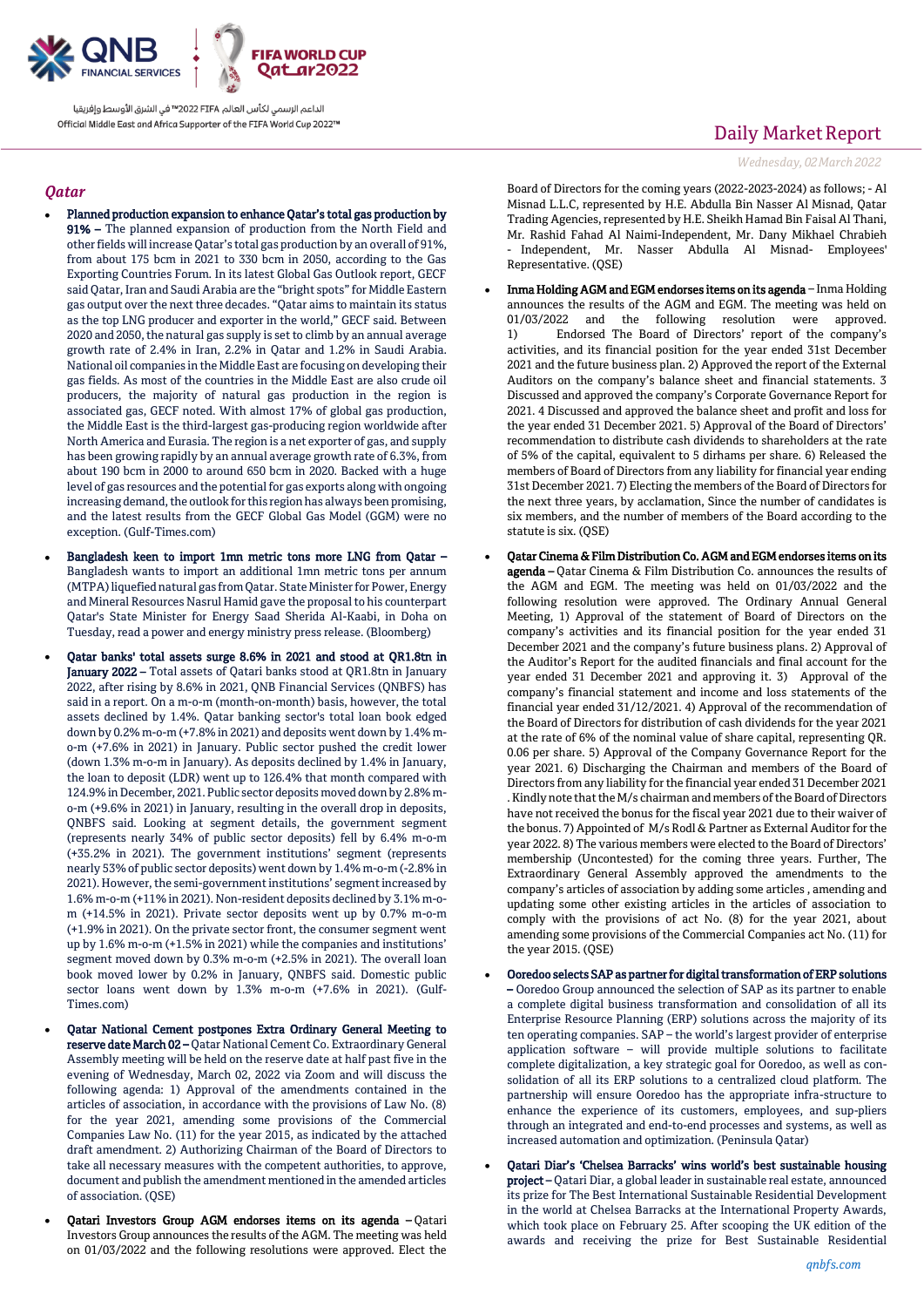## Qatar

- **Planned production expansion to enhance Qatar's total gas production by 91% –** The planned expansion of production from the North Field and other fields will increase Qatar's total gas production by an overall of 91%, from about 175 bcm in 2021 to 330 bcm in 2050, according to the Gas Exporting Countries Forum. In its latest Global Gas Outlook report, GECF said Qatar, Iran and Saudi Arabia are the "bright spots" for Middle Eastern gas output over the next three decades. "Qatar aims to maintain its status as the top LNG producer and exporter in the world," GECF said. Between 2020 and 2050, the natural gas supply is set to climb by an annual average growth rate of 2.4% in Iran, 2.2% in Qatar and 1.2% in Saudi Arabia. National oil companies in the Middle East are focusing on developing their gas fields. As most of the countries in the Middle East are also crude oil producers, the majority of natural gas production in the region is associated gas, GECF noted. With almost 17% of global gas production, the Middle East is the third-largest gas-producing region worldwide after North America and Eurasia. The region is a net exporter of gas, and supply has been growing rapidly by an annual average growth rate of 6.3%, from about 190 bcm in 2000 to around 650 bcm in 2020. Backed with a huge level of gas resources and the potential for gas exports along with ongoing increasing demand, the outlook for this region has always been promising, and the latest results from the GECF Global Gas Model (GGM) were no exception. (Gulf-Times.com)

- **Bangladesh keen to import 1mn metric tons more LNG from Qatar –** Bangladesh wants to import an additional 1mn metric tons per annum (MTPA) liquefied natural gas from Qatar. State Minister for Power, Energy and Mineral Resources Nasrul Hamid gave the proposal to his counterpart Qatar's State Minister for Energy Saad Sherida Al-Kaabi, in Doha on Tuesday, read a power and energy ministry press release. (Bloomberg)

- **Qatar banks' total assets surge 8.6% in 2021 and stood at QR1.8tn in January 2022 –** Total assets of Qatari banks stood at QR1.8tn in January 2022, after rising by 8.6% in 2021, QNB Financial Services (QNBFS) has said in a report. On a m-o-m (month-on-month) basis, however, the total assets declined by 1.4%. Qatar banking sector's total loan book edged down by 0.2% m-o-m (+7.8% in 2021) and deposits went down by 1.4% m-o-m (+7.6% in 2021) in January. Public sector pushed the credit lower (down 1.3% m-o-m in January). As deposits declined by 1.4% in January, the loan to deposit (LDR) went up to 126.4% that month compared with 124.9% in December, 2021. Public sector deposits moved down by 2.8% m-o-m (+9.6% in 2021) in January, resulting in the overall drop in deposits, QNBFS said. Looking at segment details, the government segment (represents nearly 34% of public sector deposits) fell by 6.4% m-o-m (+35.2% in 2021). The government institutions' segment (represents nearly 53% of public sector deposits) went down by 1.4% m-o-m (-2.8% in 2021). However, the semi-government institutions' segment increased by 1.6% m-o-m (+11% in 2021). Non-resident deposits declined by 3.1% m-o-m (+14.5% in 2021). Private sector deposits went up by 0.7% m-o-m (+1.9% in 2021). On the private sector front, the consumer segment went up by 1.6% m-o-m (+1.5% in 2021) while the companies and institutions' segment moved down by 0.3% m-o-m (+2.5% in 2021). The overall loan book moved lower by 0.2% in January, QNBFS said. Domestic public sector loans went down by 1.3% m-o-m (+7.6% in 2021). (Gulf-Times.com)

- **Qatar National Cement postpones Extra Ordinary General Meeting to reserve date March 02 –** Qatar National Cement Co. Extraordinary General Assembly meeting will be held on the reserve date at half past five in the evening of Wednesday, March 02, 2022 via Zoom and will discuss the following agenda: 1) Approval of the amendments contained in the articles of association, in accordance with the provisions of Law No. (8) for the year 2021, amending some provisions of the Commercial Companies Law No. (11) for the year 2015, as indicated by the attached draft amendment. 2) Authorizing Chairman of the Board of Directors to take all necessary measures with the competent authorities, to approve, document and publish the amendment mentioned in the amended articles of association. (QSE)

- **Qatari Investors Group AGM endorses items on its agenda –** Qatari Investors Group announces the results of the AGM. The meeting was held on 01/03/2022 and the following resolutions were approved. Elect the Board of Directors for the coming years (2022-2023-2024) as follows; - Al Misnad L.L.C, represented by H.E. Abdulla Bin Nasser Al Misnad, Qatar Trading Agencies, represented by H.E. Sheikh Hamad Bin Faisal Al Thani, Mr. Rashid Fahad Al Naimi-Independent, Mr. Dany Mikhael Chrabieh - Independent, Mr. Nasser Abdulla Al Misnad- Employees' Representative. (QSE)

- **Inma Holding AGM and EGM endorses items on its agenda –** Inma Holding announces the results of the AGM and EGM. The meeting was held on 01/03/2022 and the following resolution were approved. 1) Endorsed The Board of Directors' report of the company's activities, and its financial position for the year ended 31st December 2021 and the future business plan. 2) Approved the report of the External Auditors on the company's balance sheet and financial statements. 3 Discussed and approved the company's Corporate Governance Report for 2021. 4 Discussed and approved the balance sheet and profit and loss for the year ended 31 December 2021. 5) Approval of the Board of Directors' recommendation to distribute cash dividends to shareholders at the rate of 5% of the capital, equivalent to 5 dirhams per share. 6) Released the members of Board of Directors from any liability for financial year ending 31st December 2021. 7) Electing the members of the Board of Directors for the next three years, by acclamation, Since the number of candidates is six members, and the number of members of the Board according to the statute is six. (QSE)

- **Qatar Cinema & Film Distribution Co. AGM and EGM endorses items on its agenda –** Qatar Cinema & Film Distribution Co. announces the results of the AGM and EGM. The meeting was held on 01/03/2022 and the following resolution were approved. The Ordinary Annual General Meeting, 1) Approval of the statement of Board of Directors on the company's activities and its financial position for the year ended 31 December 2021 and the company's future business plans. 2) Approval of the Auditor's Report for the audited financials and final account for the year ended 31 December 2021 and approving it. 3) Approval of the company's financial statement and income and loss statements of the financial year ended 31/12/2021. 4) Approval of the recommendation of the Board of Directors for distribution of cash dividends for the year 2021 at the rate of 6% of the nominal value of share capital, representing QR. 0.06 per share. 5) Approval of the Company Governance Report for the year 2021. 6) Discharging the Chairman and members of the Board of Directors from any liability for the financial year ended 31 December 2021 . Kindly note that the M/s chairman and members of the Board of Directors have not received the bonus for the fiscal year 2021 due to their waiver of the bonus. 7) Appointed of M/s Rodl & Partner as External Auditor for the year 2022. 8) The various members were elected to the Board of Directors' membership (Uncontested) for the coming three years. Further, The Extraordinary General Assembly approved the amendments to the company's articles of association by adding some articles , amending and updating some other existing articles in the articles of association to comply with the provisions of act No. (8) for the year 2021, about amending some provisions of the Commercial Companies act No. (11) for the year 2015. (QSE)

- **Ooredoo selects SAP as partner for digital transformation of ERP solutions –** Ooredoo Group announced the selection of SAP as its partner to enable a complete digital business transformation and consolidation of all its Enterprise Resource Planning (ERP) solutions across the majority of its ten operating companies. SAP – the world's largest provider of enterprise application software – will provide multiple solutions to facilitate complete digitalization, a key strategic goal for Ooredoo, as well as con-solidation of all its ERP solutions to a centralized cloud platform. The partnership will ensure Ooredoo has the appropriate infra-structure to enhance the experience of its customers, employees, and sup-pliers through an integrated and end-to-end processes and systems, as well as increased automation and optimization. (Peninsula Qatar)

- **Qatari Diar's 'Chelsea Barracks' wins world's best sustainable housing project –** Qatari Diar, a global leader in sustainable real estate, announced its prize for The Best International Sustainable Residential Development in the world at Chelsea Barracks at the International Property Awards, which took place on February 25. After scooping the UK edition of the awards and receiving the prize for Best Sustainable Residential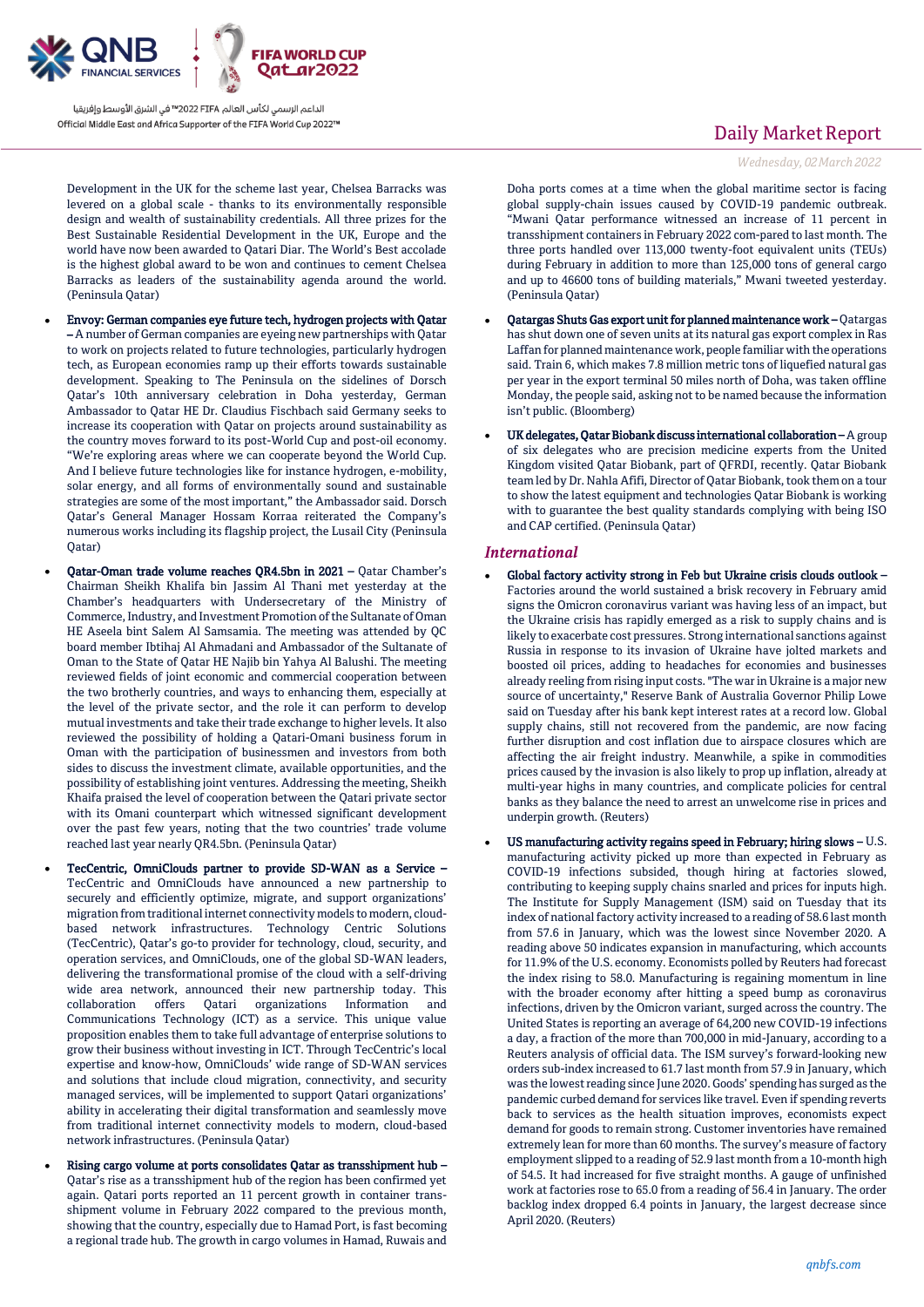Development in the UK for the scheme last year, Chelsea Barracks was levered on a global scale - thanks to its environmentally responsible design and wealth of sustainability credentials. All three prizes for the Best Sustainable Residential Development in the UK, Europe and the world have now been awarded to Qatari Diar. The World's Best accolade is the highest global award to be won and continues to cement Chelsea Barracks as leaders of the sustainability agenda around the world. (Peninsula Qatar)

- **Envoy: German companies eye future tech, hydrogen projects with Qatar –** A number of German companies are eyeing new partnerships with Qatar to work on projects related to future technologies, particularly hydrogen tech, as European economies ramp up their efforts towards sustainable development. Speaking to The Peninsula on the sidelines of Dorsch Qatar's 10th anniversary celebration in Doha yesterday, German Ambassador to Qatar HE Dr. Claudius Fischbach said Germany seeks to increase its cooperation with Qatar on projects around sustainability as the country moves forward to its post-World Cup and post-oil economy. "We're exploring areas where we can cooperate beyond the World Cup. And I believe future technologies like for instance hydrogen, e-mobility, solar energy, and all forms of environmentally sound and sustainable strategies are some of the most important," the Ambassador said. Dorsch Qatar's General Manager Hossam Korraa reiterated the Company's numerous works including its flagship project, the Lusail City (Peninsula Qatar)
- **Qatar-Oman trade volume reaches QR4.5bn in 2021 –** Qatar Chamber's Chairman Sheikh Khalifa bin Jassim Al Thani met yesterday at the Chamber's headquarters with Undersecretary of the Ministry of Commerce, Industry, and Investment Promotion of the Sultanate of Oman HE Aseela bint Salem Al Samsamia. The meeting was attended by QC board member Ibtihaj Al Ahmadani and Ambassador of the Sultanate of Oman to the State of Qatar HE Najib bin Yahya Al Balushi. The meeting reviewed fields of joint economic and commercial cooperation between the two brotherly countries, and ways to enhancing them, especially at the level of the private sector, and the role it can perform to develop mutual investments and take their trade exchange to higher levels. It also reviewed the possibility of holding a Qatari-Omani business forum in Oman with the participation of businessmen and investors from both sides to discuss the investment climate, available opportunities, and the possibility of establishing joint ventures. Addressing the meeting, Sheikh Khaifa praised the level of cooperation between the Qatari private sector with its Omani counterpart which witnessed significant development over the past few years, noting that the two countries' trade volume reached last year nearly QR4.5bn. (Peninsula Qatar)
- **TecCentric, OmniClouds partner to provide SD-WAN as a Service –** TecCentric and OmniClouds have announced a new partnership to securely and efficiently optimize, migrate, and support organizations' migration from traditional internet connectivity models to modern, cloud-based network infrastructures. Technology Centric Solutions (TecCentric), Qatar's go-to provider for technology, cloud, security, and operation services, and OmniClouds, one of the global SD-WAN leaders, delivering the transformational promise of the cloud with a self-driving wide area network, announced their new partnership today. This collaboration offers Qatari organizations Information and Communications Technology (ICT) as a service. This unique value proposition enables them to take full advantage of enterprise solutions to grow their business without investing in ICT. Through TecCentric's local expertise and know-how, OmniClouds' wide range of SD-WAN services and solutions that include cloud migration, connectivity, and security managed services, will be implemented to support Qatari organizations' ability in accelerating their digital transformation and seamlessly move from traditional internet connectivity models to modern, cloud-based network infrastructures. (Peninsula Qatar)
- **Rising cargo volume at ports consolidates Qatar as transshipment hub –** Qatar's rise as a transshipment hub of the region has been confirmed yet again. Qatari ports reported an 11 percent growth in container trans-shipment volume in February 2022 compared to the previous month, showing that the country, especially due to Hamad Port, is fast becoming a regional trade hub. The growth in cargo volumes in Hamad, Ruwais and Doha ports comes at a time when the global maritime sector is facing global supply-chain issues caused by COVID-19 pandemic outbreak. "Mwani Qatar performance witnessed an increase of 11 percent in transshipment containers in February 2022 com-pared to last month. The three ports handled over 113,000 twenty-foot equivalent units (TEUs) during February in addition to more than 125,000 tons of general cargo and up to 46600 tons of building materials," Mwani tweeted yesterday. (Peninsula Qatar)
- **Qatargas Shuts Gas export unit for planned maintenance work –** Qatargas has shut down one of seven units at its natural gas export complex in Ras Laffan for planned maintenance work, people familiar with the operations said. Train 6, which makes 7.8 million metric tons of liquefied natural gas per year in the export terminal 50 miles north of Doha, was taken offline Monday, the people said, asking not to be named because the information isn't public. (Bloomberg)
- **UK delegates, Qatar Biobank discuss international collaboration –** A group of six delegates who are precision medicine experts from the United Kingdom visited Qatar Biobank, part of QFRDI, recently. Qatar Biobank team led by Dr. Nahla Afifi, Director of Qatar Biobank, took them on a tour to show the latest equipment and technologies Qatar Biobank is working with to guarantee the best quality standards complying with being ISO and CAP certified. (Peninsula Qatar)

## *International*

- **Global factory activity strong in Feb but Ukraine crisis clouds outlook –** Factories around the world sustained a brisk recovery in February amid signs the Omicron coronavirus variant was having less of an impact, but the Ukraine crisis has rapidly emerged as a risk to supply chains and is likely to exacerbate cost pressures. Strong international sanctions against Russia in response to its invasion of Ukraine have jolted markets and boosted oil prices, adding to headaches for economies and businesses already reeling from rising input costs. "The war in Ukraine is a major new source of uncertainty," Reserve Bank of Australia Governor Philip Lowe said on Tuesday after his bank kept interest rates at a record low. Global supply chains, still not recovered from the pandemic, are now facing further disruption and cost inflation due to airspace closures which are affecting the air freight industry. Meanwhile, a spike in commodities prices caused by the invasion is also likely to prop up inflation, already at multi-year highs in many countries, and complicate policies for central banks as they balance the need to arrest an unwelcome rise in prices and underpin growth. (Reuters)
- **US manufacturing activity regains speed in February; hiring slows –** U.S. manufacturing activity picked up more than expected in February as COVID-19 infections subsided, though hiring at factories slowed, contributing to keeping supply chains snarled and prices for inputs high. The Institute for Supply Management (ISM) said on Tuesday that its index of national factory activity increased to a reading of 58.6 last month from 57.6 in January, which was the lowest since November 2020. A reading above 50 indicates expansion in manufacturing, which accounts for 11.9% of the U.S. economy. Economists polled by Reuters had forecast the index rising to 58.0. Manufacturing is regaining momentum in line with the broader economy after hitting a speed bump as coronavirus infections, driven by the Omicron variant, surged across the country. The United States is reporting an average of 64,200 new COVID-19 infections a day, a fraction of the more than 700,000 in mid-January, according to a Reuters analysis of official data. The ISM survey's forward-looking new orders sub-index increased to 61.7 last month from 57.9 in January, which was the lowest reading since June 2020. Goods' spending has surged as the pandemic curbed demand for services like travel. Even if spending reverts back to services as the health situation improves, economists expect demand for goods to remain strong. Customer inventories have remained extremely lean for more than 60 months. The survey's measure of factory employment slipped to a reading of 52.9 last month from a 10-month high of 54.5. It had increased for five straight months. A gauge of unfinished work at factories rose to 65.0 from a reading of 56.4 in January. The order backlog index dropped 6.4 points in January, the largest decrease since April 2020. (Reuters)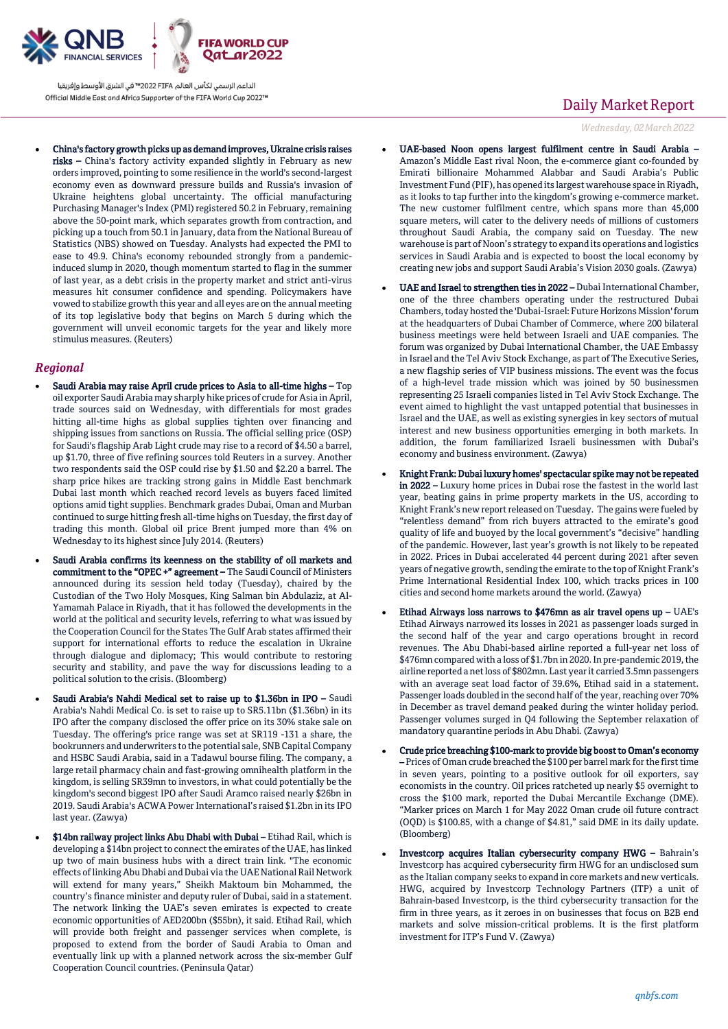- **China's factory growth picks up as demand improves, Ukraine crisis raises risks** – China's factory activity expanded slightly in February as new orders improved, pointing to some resilience in the world's second-largest economy even as downward pressure builds and Russia's invasion of Ukraine heightens global uncertainty. The official manufacturing Purchasing Manager's Index (PMI) registered 50.2 in February, remaining above the 50-point mark, which separates growth from contraction, and picking up a touch from 50.1 in January, data from the National Bureau of Statistics (NBS) showed on Tuesday. Analysts had expected the PMI to ease to 49.9. China's economy rebounded strongly from a pandemic-induced slump in 2020, though momentum started to flag in the summer of last year, as a debt crisis in the property market and strict anti-virus measures hit consumer confidence and spending. Policymakers have vowed to stabilize growth this year and all eyes are on the annual meeting of its top legislative body that begins on March 5 during which the government will unveil economic targets for the year and likely more stimulus measures. (Reuters)

## *Regional*

- **Saudi Arabia may raise April crude prices to Asia to all-time highs** – Top oil exporter Saudi Arabia may sharply hike prices of crude for Asia in April, trade sources said on Wednesday, with differentials for most grades hitting all-time highs as global supplies tighten over financing and shipping issues from sanctions on Russia. The official selling price (OSP) for Saudi's flagship Arab Light crude may rise to a record of $4.50 a barrel, up $1.70, three of five refining sources told Reuters in a survey. Another two respondents said the OSP could rise by $1.50 and $2.20 a barrel. The sharp price hikes are tracking strong gains in Middle East benchmark Dubai last month which reached record levels as buyers faced limited options amid tight supplies. Benchmark grades Dubai, Oman and Murban continued to surge hitting fresh all-time highs on Tuesday, the first day of trading this month. Global oil price Brent jumped more than 4% on Wednesday to its highest since July 2014. (Reuters)
- **Saudi Arabia confirms its keenness on the stability of oil markets and commitment to the "OPEC +" agreement** – The Saudi Council of Ministers announced during its session held today (Tuesday), chaired by the Custodian of the Two Holy Mosques, King Salman bin Abdulaziz, at Al-Yamamah Palace in Riyadh, that it has followed the developments in the world at the political and security levels, referring to what was issued by the Cooperation Council for the States The Gulf Arab states affirmed their support for international efforts to reduce the escalation in Ukraine through dialogue and diplomacy; This would contribute to restoring security and stability, and pave the way for discussions leading to a political solution to the crisis. (Bloomberg)
- **Saudi Arabia's Nahdi Medical set to raise up to $1.36bn in IPO** – Saudi Arabia's Nahdi Medical Co. is set to raise up to SR5.11bn ($1.36bn) in its IPO after the company disclosed the offer price on its 30% stake sale on Tuesday. The offering's price range was set at SR119 -131 a share, the bookrunners and underwriters to the potential sale, SNB Capital Company and HSBC Saudi Arabia, said in a Tadawul bourse filing. The company, a large retail pharmacy chain and fast-growing omnihealth platform in the kingdom, is selling SR39mn to investors, in what could potentially be the kingdom's second biggest IPO after Saudi Aramco raised nearly $26bn in 2019. Saudi Arabia's ACWA Power International's raised $1.2bn in its IPO last year. (Zawya)
- **$14bn railway project links Abu Dhabi with Dubai** – Etihad Rail, which is developing a $14bn project to connect the emirates of the UAE, has linked up two of main business hubs with a direct train link. "The economic effects of linking Abu Dhabi and Dubai via the UAE National Rail Network will extend for many years," Sheikh Maktoum bin Mohammed, the country's finance minister and deputy ruler of Dubai, said in a statement. The network linking the UAE's seven emirates is expected to create economic opportunities of AED200bn ($55bn), it said. Etihad Rail, which will provide both freight and passenger services when complete, is proposed to extend from the border of Saudi Arabia to Oman and eventually link up with a planned network across the six-member Gulf Cooperation Council countries. (Peninsula Qatar)
- **UAE-based Noon opens largest fulfilment centre in Saudi Arabia** – Amazon's Middle East rival Noon, the e-commerce giant co-founded by Emirati billionaire Mohammed Alabbar and Saudi Arabia's Public Investment Fund (PIF), has opened its largest warehouse space in Riyadh, as it looks to tap further into the kingdom's growing e-commerce market. The new customer fulfilment centre, which spans more than 45,000 square meters, will cater to the delivery needs of millions of customers throughout Saudi Arabia, the company said on Tuesday. The new warehouse is part of Noon's strategy to expand its operations and logistics services in Saudi Arabia and is expected to boost the local economy by creating new jobs and support Saudi Arabia's Vision 2030 goals. (Zawya)
- **UAE and Israel to strengthen ties in 2022** – Dubai International Chamber, one of the three chambers operating under the restructured Dubai Chambers, today hosted the 'Dubai-Israel: Future Horizons Mission' forum at the headquarters of Dubai Chamber of Commerce, where 200 bilateral business meetings were held between Israeli and UAE companies. The forum was organized by Dubai International Chamber, the UAE Embassy in Israel and the Tel Aviv Stock Exchange, as part of The Executive Series, a new flagship series of VIP business missions. The event was the focus of a high-level trade mission which was joined by 50 businessmen representing 25 Israeli companies listed in Tel Aviv Stock Exchange. The event aimed to highlight the vast untapped potential that businesses in Israel and the UAE, as well as existing synergies in key sectors of mutual interest and new business opportunities emerging in both markets. In addition, the forum familiarized Israeli businessmen with Dubai's economy and business environment. (Zawya)
- **Knight Frank: Dubai luxury homes' spectacular spike may not be repeated in 2022** – Luxury home prices in Dubai rose the fastest in the world last year, beating gains in prime property markets in the US, according to Knight Frank's new report released on Tuesday. The gains were fueled by "relentless demand" from rich buyers attracted to the emirate's good quality of life and buoyed by the local government's "decisive" handling of the pandemic. However, last year's growth is not likely to be repeated in 2022. Prices in Dubai accelerated 44 percent during 2021 after seven years of negative growth, sending the emirate to the top of Knight Frank's Prime International Residential Index 100, which tracks prices in 100 cities and second home markets around the world. (Zawya)
- **Etihad Airways loss narrows to $476mn as air travel opens up** – UAE's Etihad Airways narrowed its losses in 2021 as passenger loads surged in the second half of the year and cargo operations brought in record revenues. The Abu Dhabi-based airline reported a full-year net loss of $476mn compared with a loss of $1.7bn in 2020. In pre-pandemic 2019, the airline reported a net loss of $802mn. Last year it carried 3.5mn passengers with an average seat load factor of 39.6%, Etihad said in a statement. Passenger loads doubled in the second half of the year, reaching over 70% in December as travel demand peaked during the winter holiday period. Passenger volumes surged in Q4 following the September relaxation of mandatory quarantine periods in Abu Dhabi. (Zawya)
- **Crude price breaching $100-mark to provide big boost to Oman's economy** – Prices of Oman crude breached the $100 per barrel mark for the first time in seven years, pointing to a positive outlook for oil exporters, say economists in the country. Oil prices ratcheted up nearly $5 overnight to cross the $100 mark, reported the Dubai Mercantile Exchange (DME). "Marker prices on March 1 for May 2022 Oman crude oil future contract (OQD) is $100.85, with a change of $4.81," said DME in its daily update. (Bloomberg)
- **Investcorp acquires Italian cybersecurity company HWG** – Bahrain's Investcorp has acquired cybersecurity firm HWG for an undisclosed sum as the Italian company seeks to expand in core markets and new verticals. HWG, acquired by Investcorp Technology Partners (ITP) a unit of Bahrain-based Investcorp, is the third cybersecurity transaction for the firm in three years, as it zeroes in on businesses that focus on B2B end markets and solve mission-critical problems. It is the first platform investment for ITP's Fund V. (Zawya)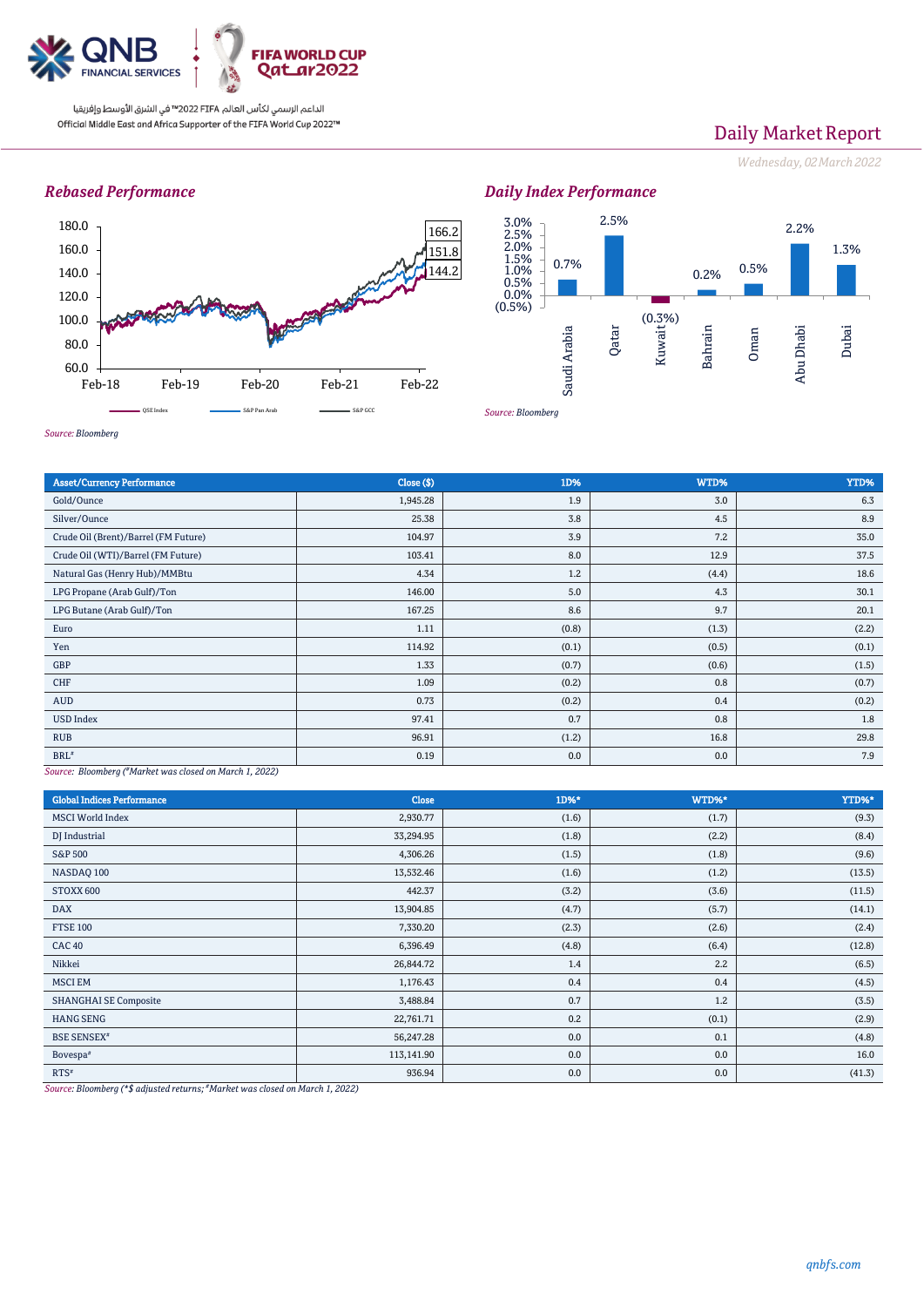Official Middle East and Africa Supporter of the FIFA World Cup 2022™

الداعم الرسمي لكأس العالم FIFA 2022™ في الشرق الأوسط وإفريقيا

# Daily Market Report

*Wednesday, 02 March 2022*

## *Rebased Performance*

180.0
160.0
140.0
120.0
100.0
80.0
60.0

Feb-18 Feb-19 Feb-20 Feb-21 Feb-22

166.2
151.8
144.2

QSE Index — S&P Pan Arab — S&P GCC

*Source: Bloomberg*

## *Daily Index Performance*

| Saudi Arabia | Qatar | Kuwait | Bahrain | Oman | Abu Dhabi | Dubai |
|---|---|---|---|---|---|---|
| 0.7% | 2.5% | (0.3%) | 0.2% | 0.5% | 2.2% | 1.3% |

*Source: Bloomberg*

| Asset/Currency Performance | Close ($) | 1D% | WTD% | YTD% |
|---|---|---|---|---|
| Gold/Ounce | 1,945.28 | 1.9 | 3.0 | 6.3 |
| Silver/Ounce | 25.38 | 3.8 | 4.5 | 8.9 |
| Crude Oil (Brent)/Barrel (FM Future) | 104.97 | 3.9 | 7.2 | 35.0 |
| Crude Oil (WTI)/Barrel (FM Future) | 103.41 | 8.0 | 12.9 | 37.5 |
| Natural Gas (Henry Hub)/MMBtu | 4.34 | 1.2 | (4.4) | 18.6 |
| LPG Propane (Arab Gulf)/Ton | 146.00 | 5.0 | 4.3 | 30.1 |
| LPG Butane (Arab Gulf)/Ton | 167.25 | 8.6 | 9.7 | 20.1 |
| Euro | 1.11 | (0.8) | (1.3) | (2.2) |
| Yen | 114.92 | (0.1) | (0.5) | (0.1) |
| GBP | 1.33 | (0.7) | (0.6) | (1.5) |
| CHF | 1.09 | (0.2) | 0.8 | (0.7) |
| AUD | 0.73 | (0.2) | 0.4 | (0.2) |
| USD Index | 97.41 | 0.7 | 0.8 | 1.8 |
| RUB | 96.91 | (1.2) | 16.8 | 29.8 |
| BRL# | 0.19 | 0.0 | 0.0 | 7.9 |

*Source: Bloomberg (#Market was closed on March 1, 2022)*

| Global Indices Performance | Close | 1D%* | WTD%* | YTD%* |
|---|---|---|---|---|
| MSCI World Index | 2,930.77 | (1.6) | (1.7) | (9.3) |
| DJ Industrial | 33,294.95 | (1.8) | (2.2) | (8.4) |
| S&P 500 | 4,306.26 | (1.5) | (1.8) | (9.6) |
| NASDAQ 100 | 13,532.46 | (1.6) | (1.2) | (13.5) |
| STOXX 600 | 442.37 | (3.2) | (3.6) | (11.5) |
| DAX | 13,904.85 | (4.7) | (5.7) | (14.1) |
| FTSE 100 | 7,330.20 | (2.3) | (2.6) | (2.4) |
| CAC 40 | 6,396.49 | (4.8) | (6.4) | (12.8) |
| Nikkei | 26,844.72 | 1.4 | 2.2 | (6.5) |
| MSCI EM | 1,176.43 | 0.4 | 0.4 | (4.5) |
| SHANGHAI SE Composite | 3,488.84 | 0.7 | 1.2 | (3.5) |
| HANG SENG | 22,761.71 | 0.2 | (0.1) | (2.9) |
| BSE SENSEX# | 56,247.28 | 0.0 | 0.1 | (4.8) |
| Bovespa# | 113,141.90 | 0.0 | 0.0 | 16.0 |
| RTS# | 936.94 | 0.0 | 0.0 | (41.3) |

*Source: Bloomberg (*$ adjusted returns; #Market was closed on March 1, 2022)*

*qnbfs.com*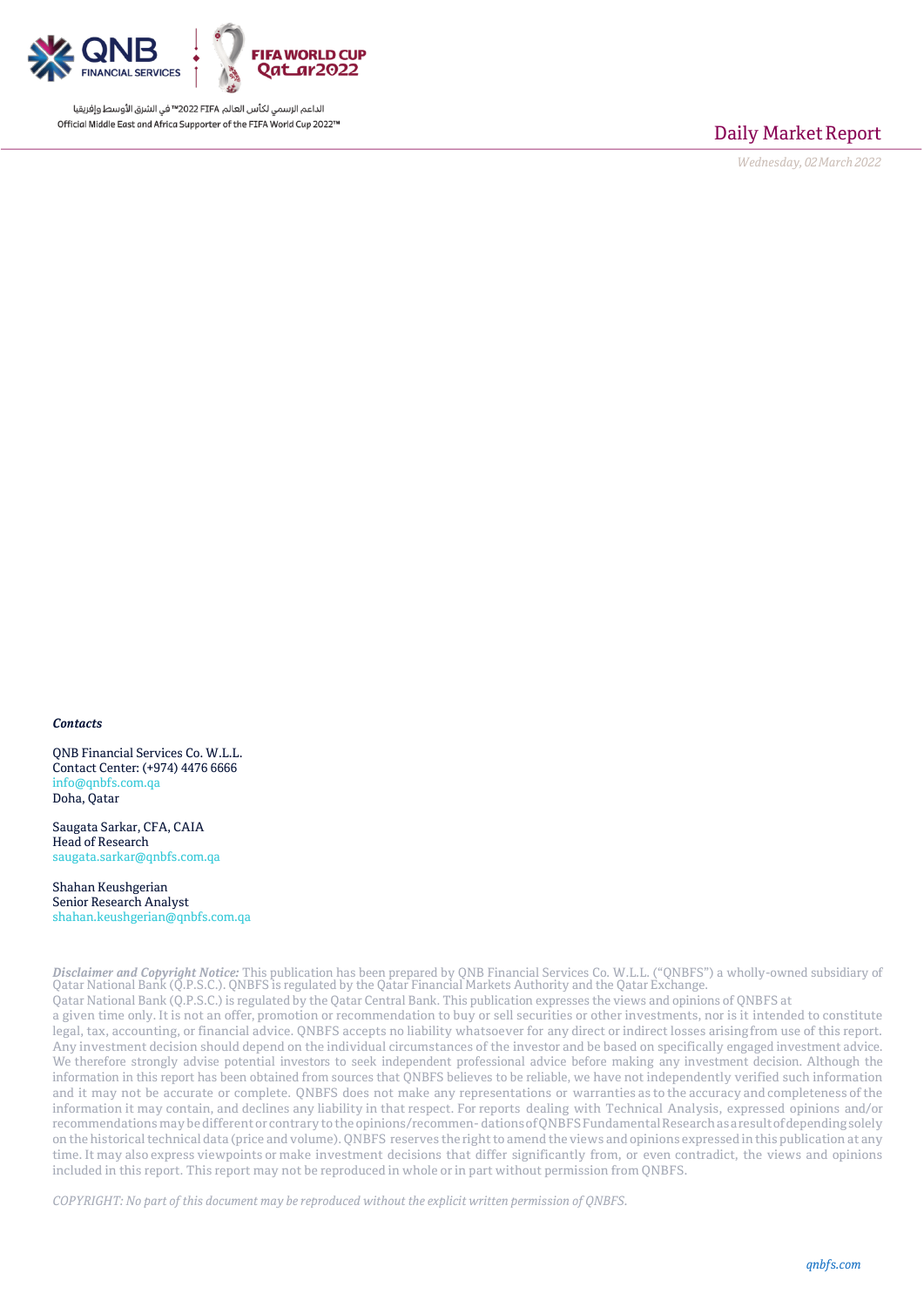***Contacts***

QNB Financial Services Co. W.L.L.
Contact Center: (+974) 4476 6666
info@qnbfs.com.qa
Doha, Qatar

Saugata Sarkar, CFA, CAIA
Head of Research
saugata.sarkar@qnbfs.com.qa

Shahan Keushgerian
Senior Research Analyst
shahan.keushgerian@qnbfs.com.qa

***Disclaimer and Copyright Notice:*** This publication has been prepared by QNB Financial Services Co. W.L.L. ("QNBFS") a wholly-owned subsidiary of Qatar National Bank (Q.P.S.C.). QNBFS is regulated by the Qatar Financial Markets Authority and the Qatar Exchange. Qatar National Bank (Q.P.S.C.) is regulated by the Qatar Central Bank. This publication expresses the views and opinions of QNBFS at a given time only. It is not an offer, promotion or recommendation to buy or sell securities or other investments, nor is it intended to constitute legal, tax, accounting, or financial advice. QNBFS accepts no liability whatsoever for any direct or indirect losses arising from use of this report. Any investment decision should depend on the individual circumstances of the investor and be based on specifically engaged investment advice. We therefore strongly advise potential investors to seek independent professional advice before making any investment decision. Although the information in this report has been obtained from sources that QNBFS believes to be reliable, we have not independently verified such information and it may not be accurate or complete. QNBFS does not make any representations or warranties as to the accuracy and completeness of the information it may contain, and declines any liability in that respect. For reports dealing with Technical Analysis, expressed opinions and/or recommendations may be different or contrary to the opinions/recommen- dations of QNBFS Fundamental Research as a result of depending solely on the historical technical data (price and volume). QNBFS reserves the right to amend the views and opinions expressed in this publication at any time. It may also express viewpoints or make investment decisions that differ significantly from, or even contradict, the views and opinions included in this report. This report may not be reproduced in whole or in part without permission from QNBFS.

*COPYRIGHT: No part of this document may be reproduced without the explicit written permission of QNBFS.*